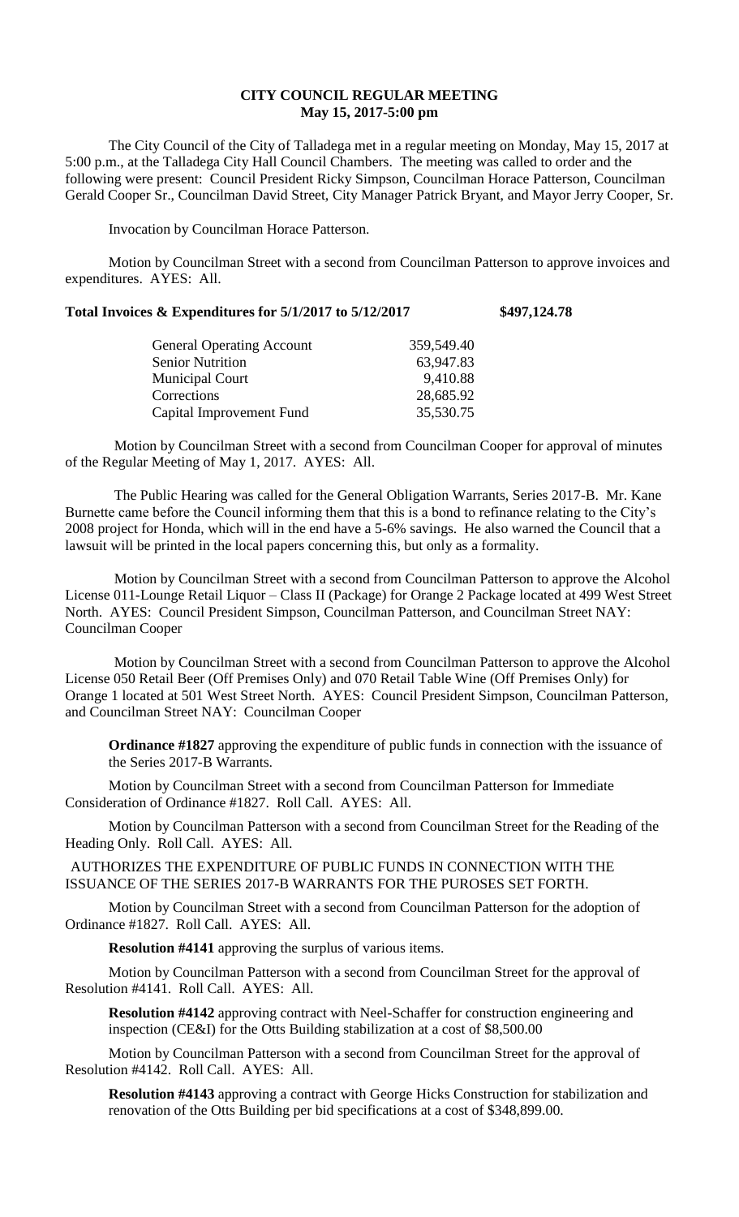# CITY COUNCIL REGULAR MEETING
## May 15, 2017-5:00 pm

The City Council of the City of Talladega met in a regular meeting on Monday, May 15, 2017 at 5:00 p.m., at the Talladega City Hall Council Chambers. The meeting was called to order and the following were present: Council President Ricky Simpson, Councilman Horace Patterson, Councilman Gerald Cooper Sr., Councilman David Street, City Manager Patrick Bryant, and Mayor Jerry Cooper, Sr.

Invocation by Councilman Horace Patterson.

Motion by Councilman Street with a second from Councilman Patterson to approve invoices and expenditures. AYES: All.

**Total Invoices & Expenditures for 5/1/2017 to 5/12/2017 $497,124.78**

| | |
|---|---|
| General Operating Account | 359,549.40 |
| Senior Nutrition | 63,947.83 |
| Municipal Court | 9,410.88 |
| Corrections | 28,685.92 |
| Capital Improvement Fund | 35,530.75 |

Motion by Councilman Street with a second from Councilman Cooper for approval of minutes of the Regular Meeting of May 1, 2017. AYES: All.

The Public Hearing was called for the General Obligation Warrants, Series 2017-B. Mr. Kane Burnette came before the Council informing them that this is a bond to refinance relating to the City's 2008 project for Honda, which will in the end have a 5-6% savings. He also warned the Council that a lawsuit will be printed in the local papers concerning this, but only as a formality.

Motion by Councilman Street with a second from Councilman Patterson to approve the Alcohol License 011-Lounge Retail Liquor – Class II (Package) for Orange 2 Package located at 499 West Street North. AYES: Council President Simpson, Councilman Patterson, and Councilman Street NAY: Councilman Cooper

Motion by Councilman Street with a second from Councilman Patterson to approve the Alcohol License 050 Retail Beer (Off Premises Only) and 070 Retail Table Wine (Off Premises Only) for Orange 1 located at 501 West Street North. AYES: Council President Simpson, Councilman Patterson, and Councilman Street NAY: Councilman Cooper

**Ordinance #1827** approving the expenditure of public funds in connection with the issuance of the Series 2017-B Warrants.

Motion by Councilman Street with a second from Councilman Patterson for Immediate Consideration of Ordinance #1827. Roll Call. AYES: All.

Motion by Councilman Patterson with a second from Councilman Street for the Reading of the Heading Only. Roll Call. AYES: All.

AUTHORIZES THE EXPENDITURE OF PUBLIC FUNDS IN CONNECTION WITH THE ISSUANCE OF THE SERIES 2017-B WARRANTS FOR THE PUROSES SET FORTH.

Motion by Councilman Street with a second from Councilman Patterson for the adoption of Ordinance #1827. Roll Call. AYES: All.

**Resolution #4141** approving the surplus of various items.

Motion by Councilman Patterson with a second from Councilman Street for the approval of Resolution #4141. Roll Call. AYES: All.

**Resolution #4142** approving contract with Neel-Schaffer for construction engineering and inspection (CE&I) for the Otts Building stabilization at a cost of $8,500.00

Motion by Councilman Patterson with a second from Councilman Street for the approval of Resolution #4142. Roll Call. AYES: All.

**Resolution #4143** approving a contract with George Hicks Construction for stabilization and renovation of the Otts Building per bid specifications at a cost of $348,899.00.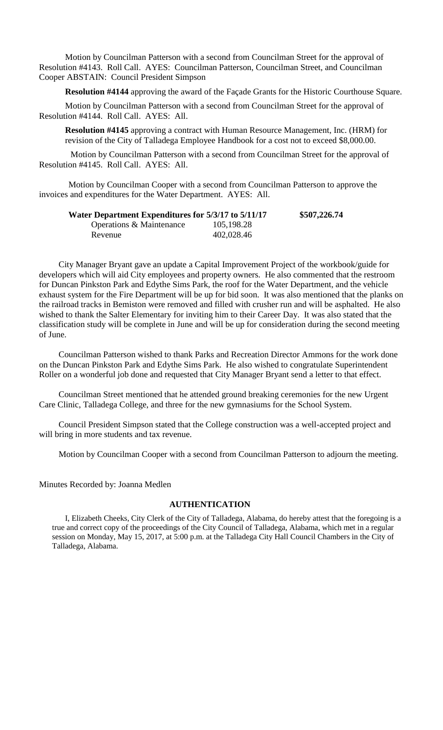Motion by Councilman Patterson with a second from Councilman Street for the approval of Resolution #4143. Roll Call. AYES: Councilman Patterson, Councilman Street, and Councilman Cooper ABSTAIN: Council President Simpson

**Resolution #4144** approving the award of the Façade Grants for the Historic Courthouse Square.

Motion by Councilman Patterson with a second from Councilman Street for the approval of Resolution #4144. Roll Call. AYES: All.

**Resolution #4145** approving a contract with Human Resource Management, Inc. (HRM) for revision of the City of Talladega Employee Handbook for a cost not to exceed $8,000.00.

Motion by Councilman Patterson with a second from Councilman Street for the approval of Resolution #4145. Roll Call. AYES: All.

Motion by Councilman Cooper with a second from Councilman Patterson to approve the invoices and expenditures for the Water Department. AYES: All.

| | | |
|---|---|---|
| **Water Department Expenditures for 5/3/17 to 5/11/17** | | **$507,226.74** |
| Operations & Maintenance | 105,198.28 | |
| Revenue | 402,028.46 | |

City Manager Bryant gave an update a Capital Improvement Project of the workbook/guide for developers which will aid City employees and property owners. He also commented that the restroom for Duncan Pinkston Park and Edythe Sims Park, the roof for the Water Department, and the vehicle exhaust system for the Fire Department will be up for bid soon. It was also mentioned that the planks on the railroad tracks in Bemiston were removed and filled with crusher run and will be asphalted. He also wished to thank the Salter Elementary for inviting him to their Career Day. It was also stated that the classification study will be complete in June and will be up for consideration during the second meeting of June.

Councilman Patterson wished to thank Parks and Recreation Director Ammons for the work done on the Duncan Pinkston Park and Edythe Sims Park. He also wished to congratulate Superintendent Roller on a wonderful job done and requested that City Manager Bryant send a letter to that effect.

Councilman Street mentioned that he attended ground breaking ceremonies for the new Urgent Care Clinic, Talladega College, and three for the new gymnasiums for the School System.

Council President Simpson stated that the College construction was a well-accepted project and will bring in more students and tax revenue.

Motion by Councilman Cooper with a second from Councilman Patterson to adjourn the meeting.

Minutes Recorded by: Joanna Medlen

## AUTHENTICATION

I, Elizabeth Cheeks, City Clerk of the City of Talladega, Alabama, do hereby attest that the foregoing is a true and correct copy of the proceedings of the City Council of Talladega, Alabama, which met in a regular session on Monday, May 15, 2017, at 5:00 p.m. at the Talladega City Hall Council Chambers in the City of Talladega, Alabama.